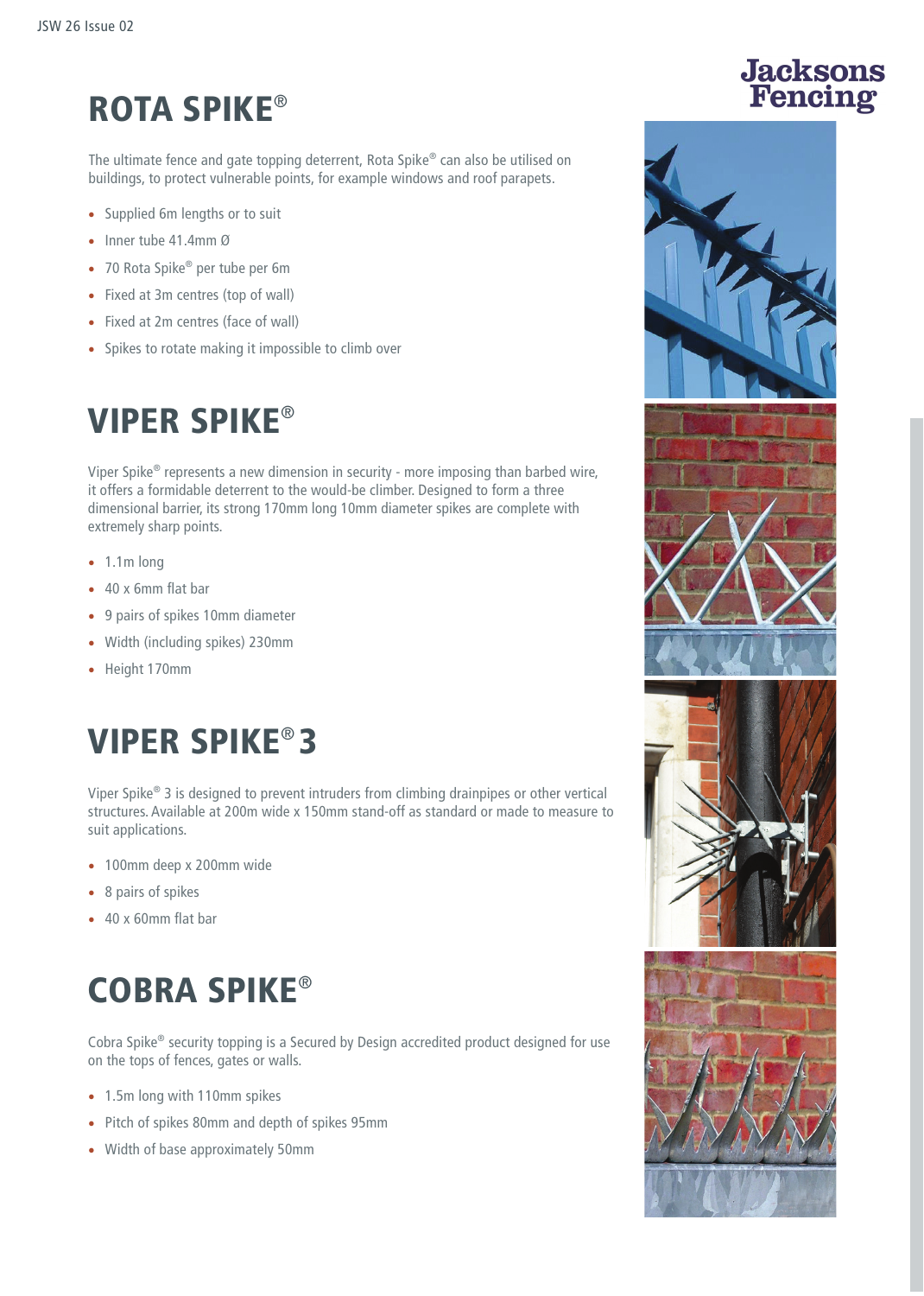# ROTA SPIKE®

The ultimate fence and gate topping deterrent, Rota Spike® can also be utilised on buildings, to protect vulnerable points, for example windows and roof parapets.

- Supplied 6m lengths or to suit
- Inner tube 41.4mm Ø
- 70 Rota Spike® per tube per 6m
- Fixed at 3m centres (top of wall)
- Fixed at 2m centres (face of wall)
- Spikes to rotate making it impossible to climb over

# VIPER SPIKE®

Viper Spike® represents a new dimension in security - more imposing than barbed wire, it offers a formidable deterrent to the would-be climber. Designed to form a three dimensional barrier, its strong 170mm long 10mm diameter spikes are complete with extremely sharp points.

- 1.1m long
- 40 x 6mm flat bar
- 9 pairs of spikes 10mm diameter
- Width (including spikes) 230mm
- Height 170mm

# VIPER SPIKE® 3

Viper Spike® 3 is designed to prevent intruders from climbing drainpipes or other vertical structures. Available at 200m wide x 150mm stand-off as standard or made to measure to suit applications.

- 100mm deep x 200mm wide
- 8 pairs of spikes
- 40 x 60mm flat bar

# COBRA SPIKE®

Cobra Spike® security topping is a Secured by Design accredited product designed for use on the tops of fences, gates or walls.

- 1.5m long with 110mm spikes
- Pitch of spikes 80mm and depth of spikes 95mm
- Width of base approximately 50mm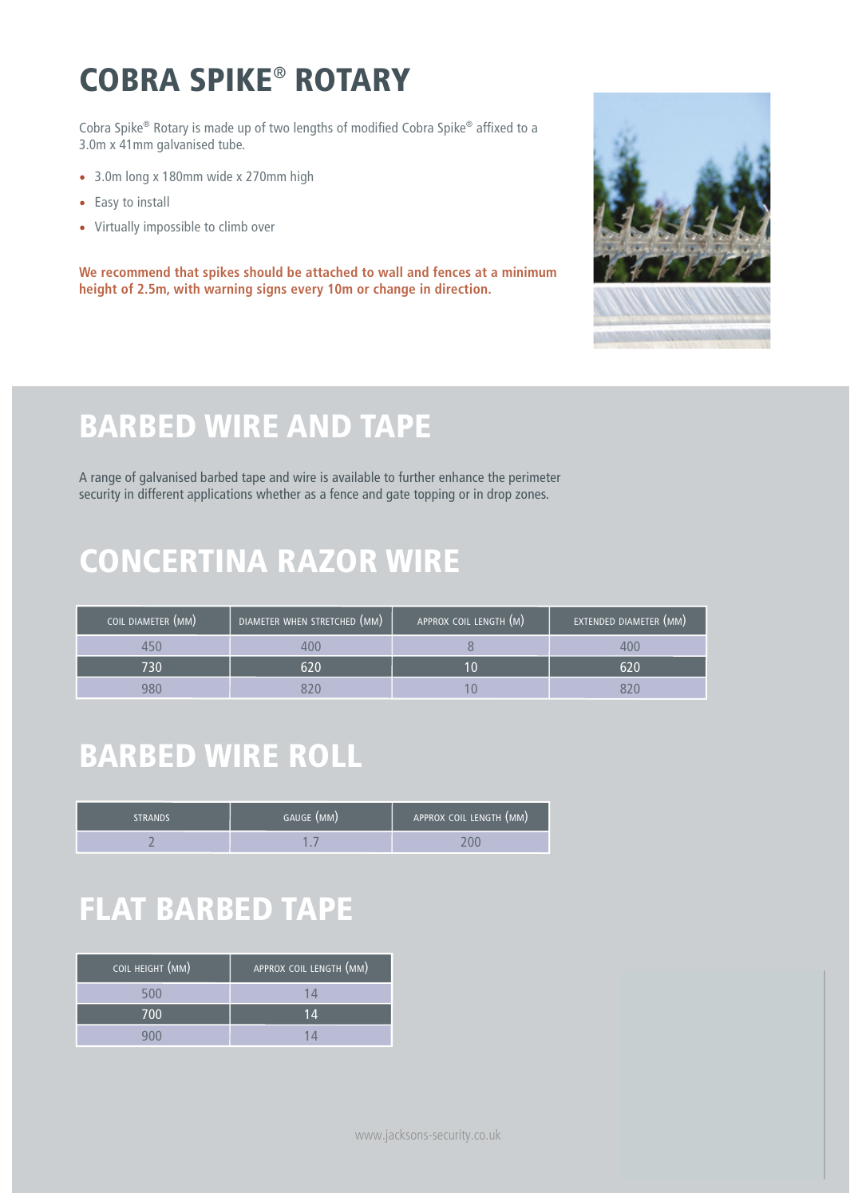# COBRA SPIKE® ROTARY

Cobra Spike® Rotary is made up of two lengths of modified Cobra Spike® affixed to a 3.0m x 41mm galvanised tube.

- 3.0m long x 180mm wide x 270mm high
- Easy to install
- Virtually impossible to climb over

**We recommend that spikes should be attached to wall and fences at a minimum height of 2.5m, with warning signs every 10m or change in direction.**

# BARBED WIRE AND TAPE

A range of galvanised barbed tape and wire is available to further enhance the perimeter security in different applications whether as a fence and gate topping or in drop zones.

# CONCERTINA RAZOR WIRE

| COIL DIAMETER (MM) | DIAMETER WHEN STRETCHED (MM) | APPROX COIL LENGTH (M) | EXTENDED DIAMETER (MM) |
|---|---|---|---|
| 450 | 400 | 8 | 400 |
| 730 | 620 | 10 | 620 |
| 980 | 820 | 10 | 820 |

# BARBED WIRE ROLL

| STRANDS | GAUGE (MM) | APPROX COIL LENGTH (MM) |
|---|---|---|
| 2 | 1.7 | 200 |

# FLAT BARBED TAPE

| COIL HEIGHT (MM) | APPROX COIL LENGTH (MM) |
|---|---|
| 500 | 14 |
| 700 | 14 |
| 900 | 14 |

www.jacksons-security.co.uk